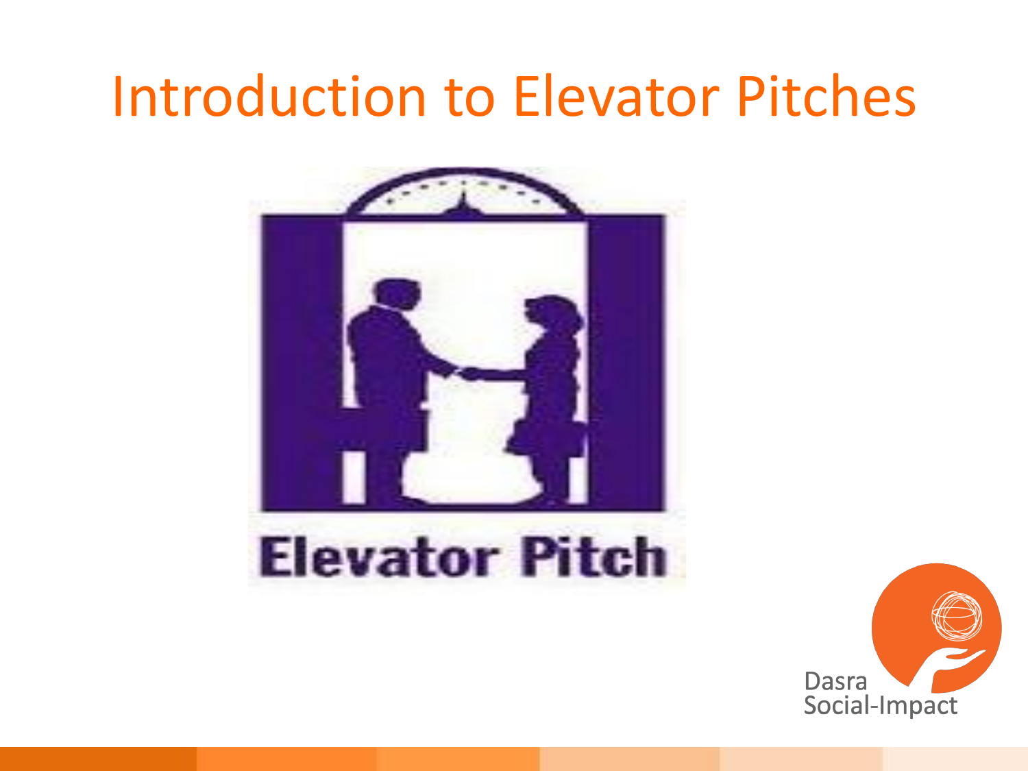# Introduction to Elevator Pitches

Elevator Pitch

Dasra
Social-Impact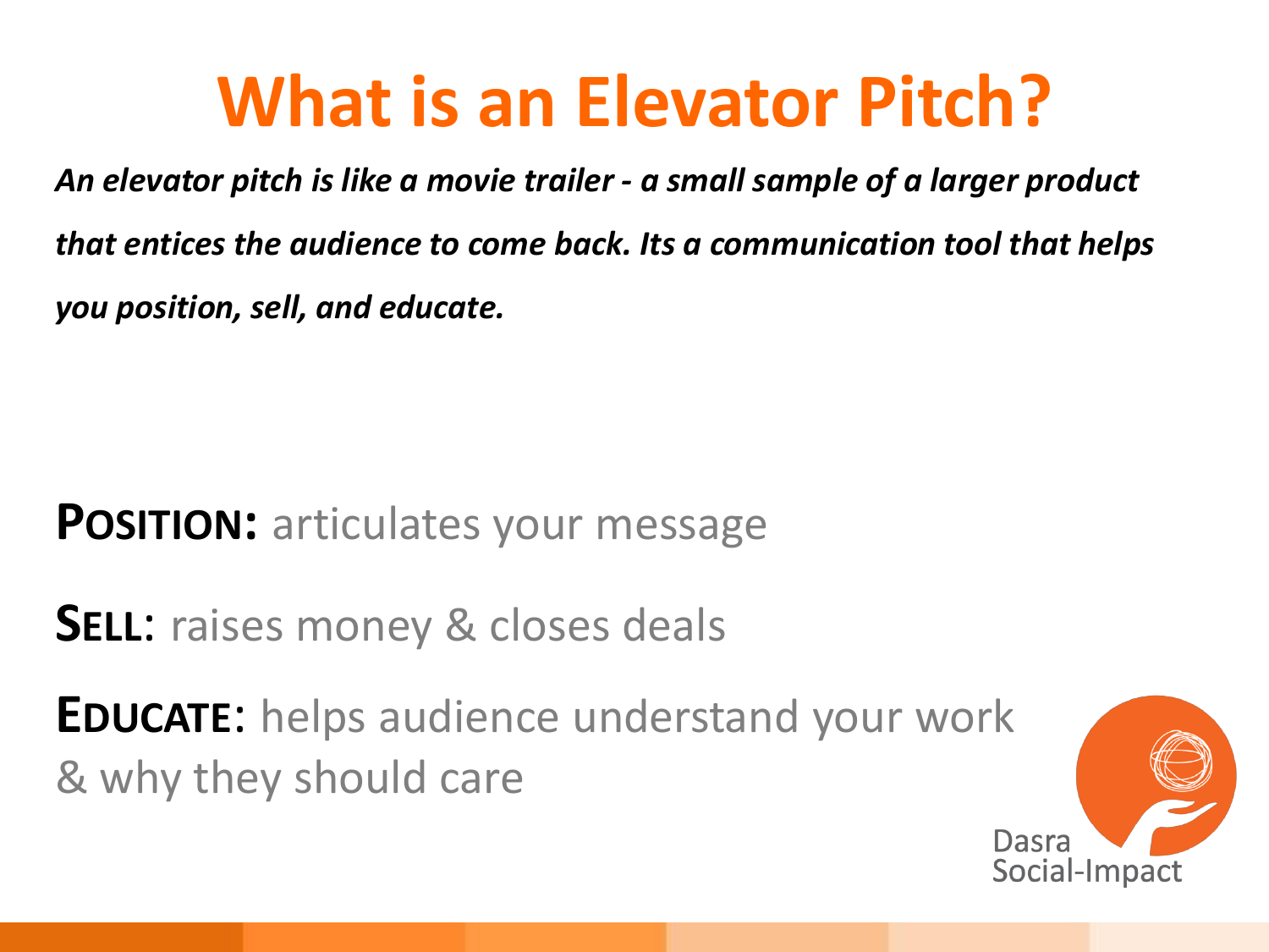# What is an Elevator Pitch?

***An elevator pitch is like a movie trailer - a small sample of a larger product that entices the audience to come back. Its a communication tool that helps you position, sell, and educate.***

**POSITION:** articulates your message

**SELL**: raises money & closes deals

**EDUCATE**: helps audience understand your work & why they should care

Dasra Social-Impact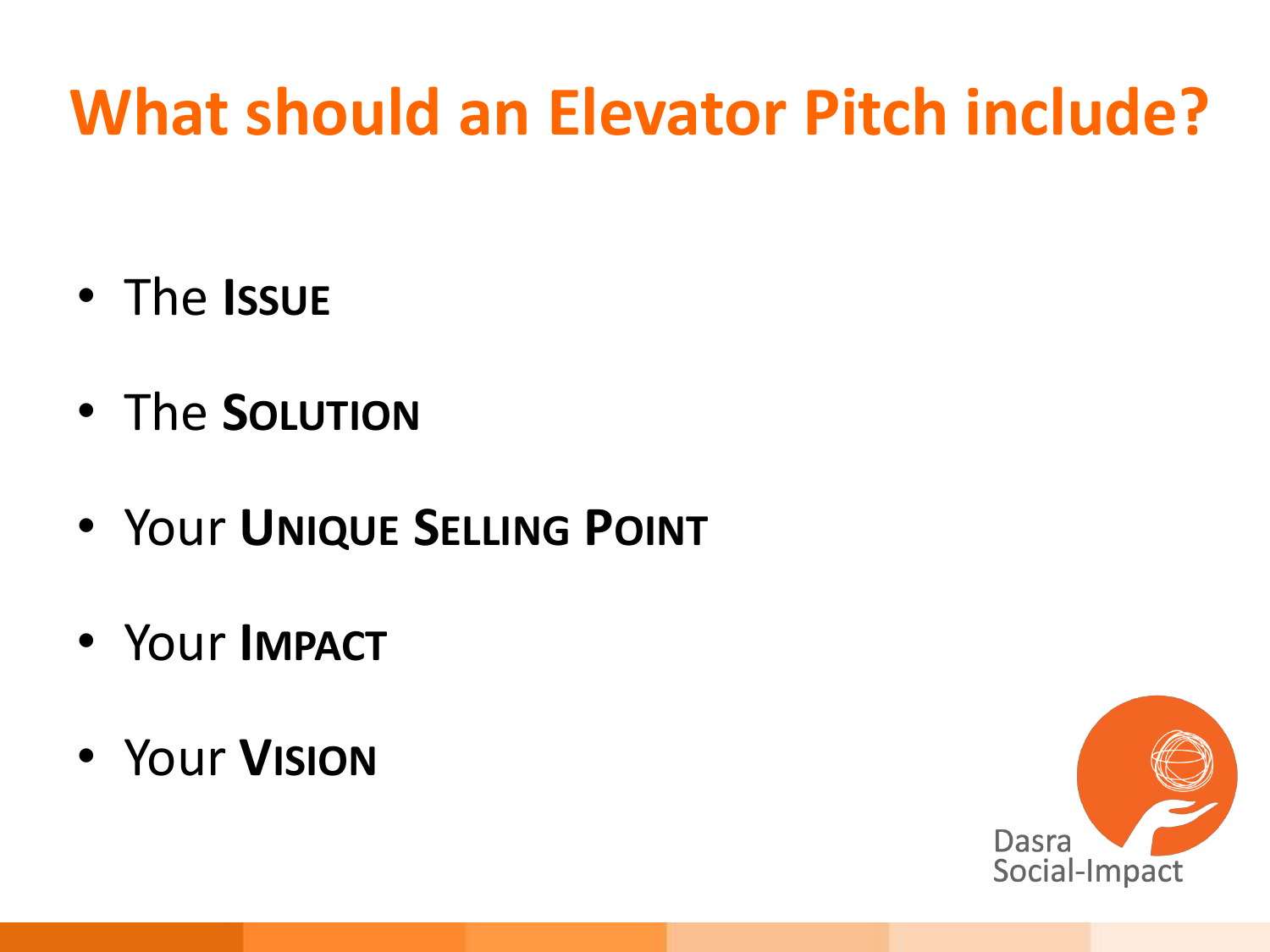# What should an Elevator Pitch include?

- The **Issue**
- The **Solution**
- Your **Unique Selling Point**
- Your **Impact**
- Your **Vision**

Dasra Social-Impact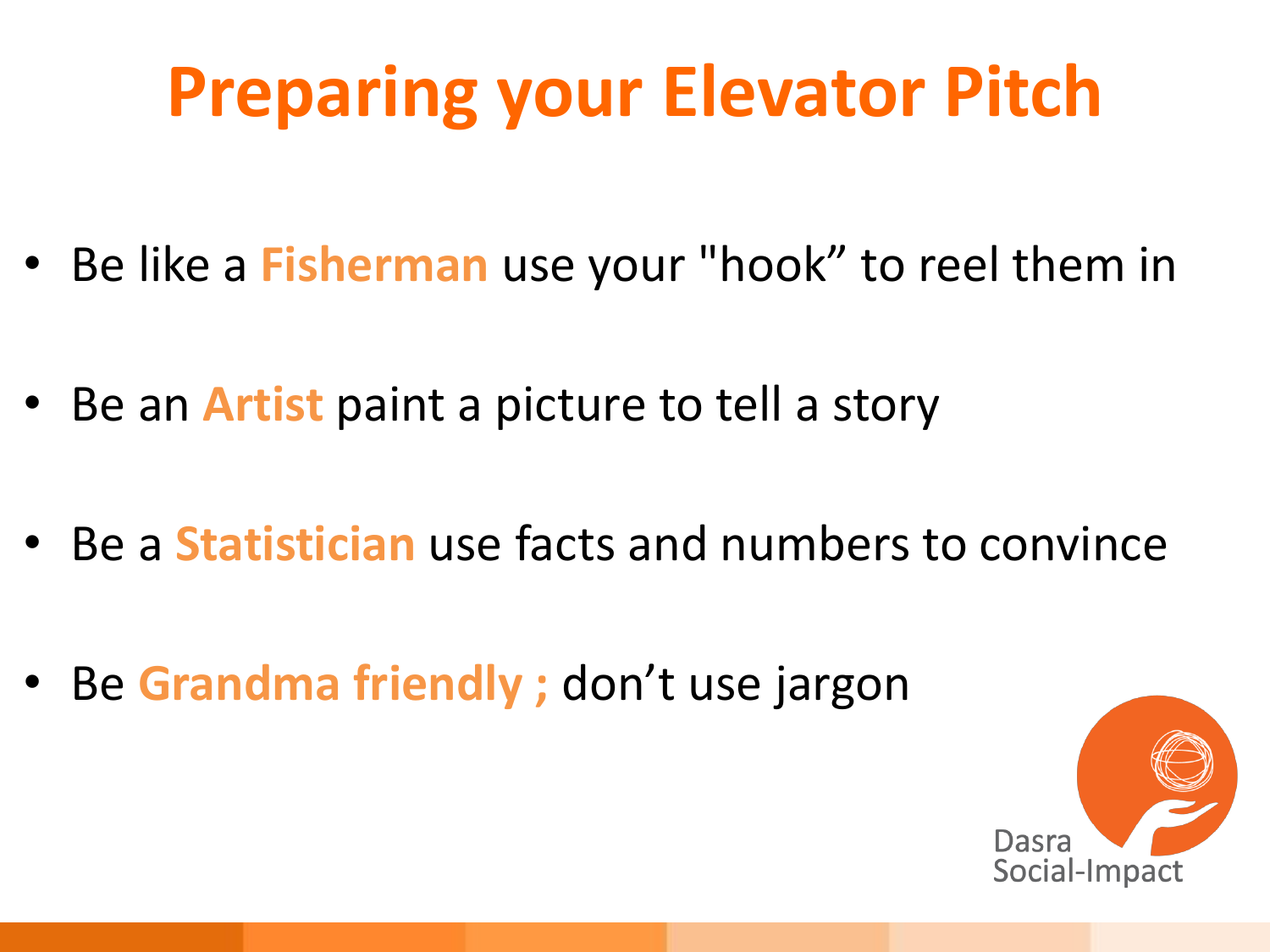# Preparing your Elevator Pitch

- Be like a **Fisherman** use your "hook” to reel them in
- Be an **Artist** paint a picture to tell a story
- Be a **Statistician** use facts and numbers to convince
- Be **Grandma friendly ;** don’t use jargon

Dasra Social-Impact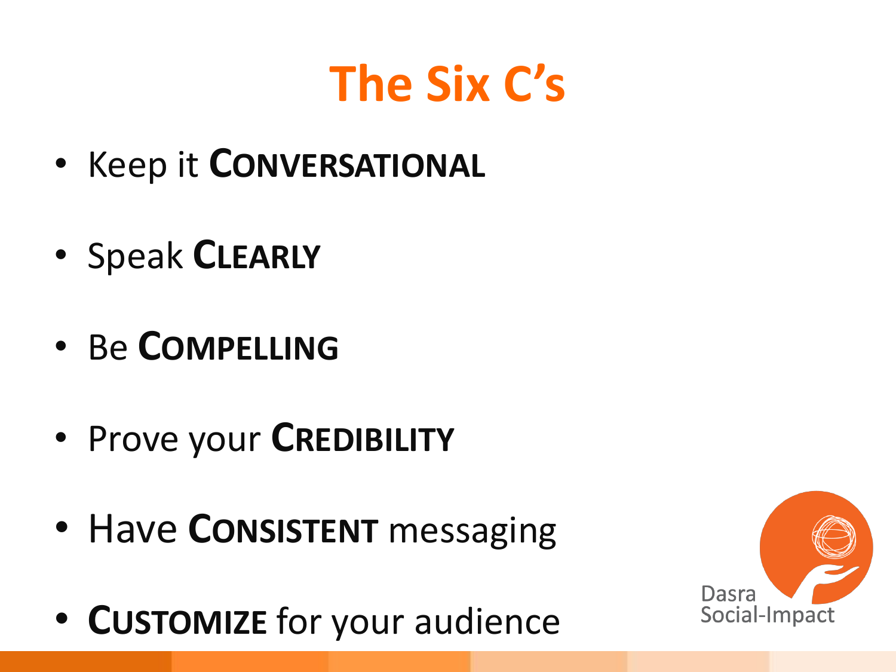# The Six C's

- Keep it **CONVERSATIONAL**
- Speak **CLEARLY**
- Be **COMPELLING**
- Prove your **CREDIBILITY**
- Have **CONSISTENT** messaging
- **CUSTOMIZE** for your audience

Dasra Social-Impact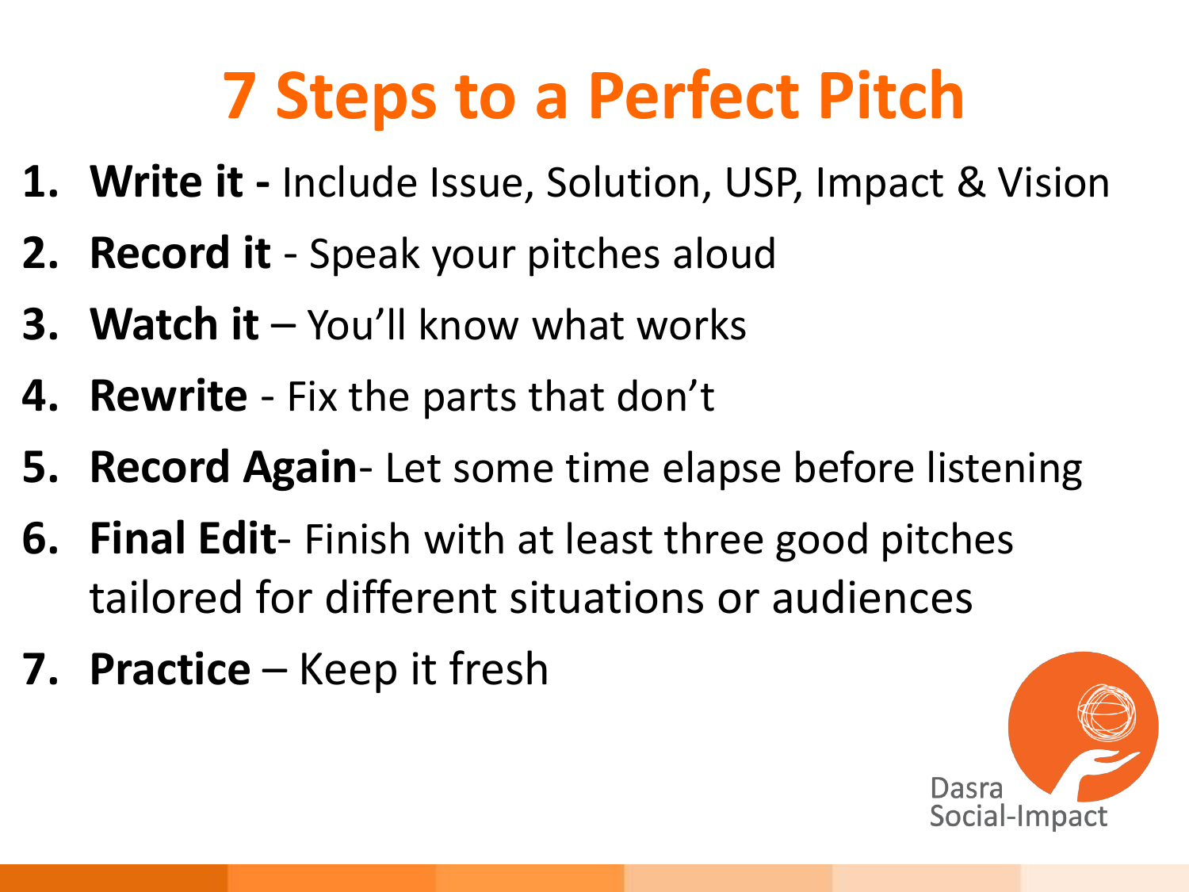# 7 Steps to a Perfect Pitch

1. **Write it -** Include Issue, Solution, USP, Impact & Vision
2. **Record it** - Speak your pitches aloud
3. **Watch it** – You'll know what works
4. **Rewrite** - Fix the parts that don't
5. **Record Again**- Let some time elapse before listening
6. **Final Edit**- Finish with at least three good pitches tailored for different situations or audiences
7. **Practice** – Keep it fresh

Dasra Social-Impact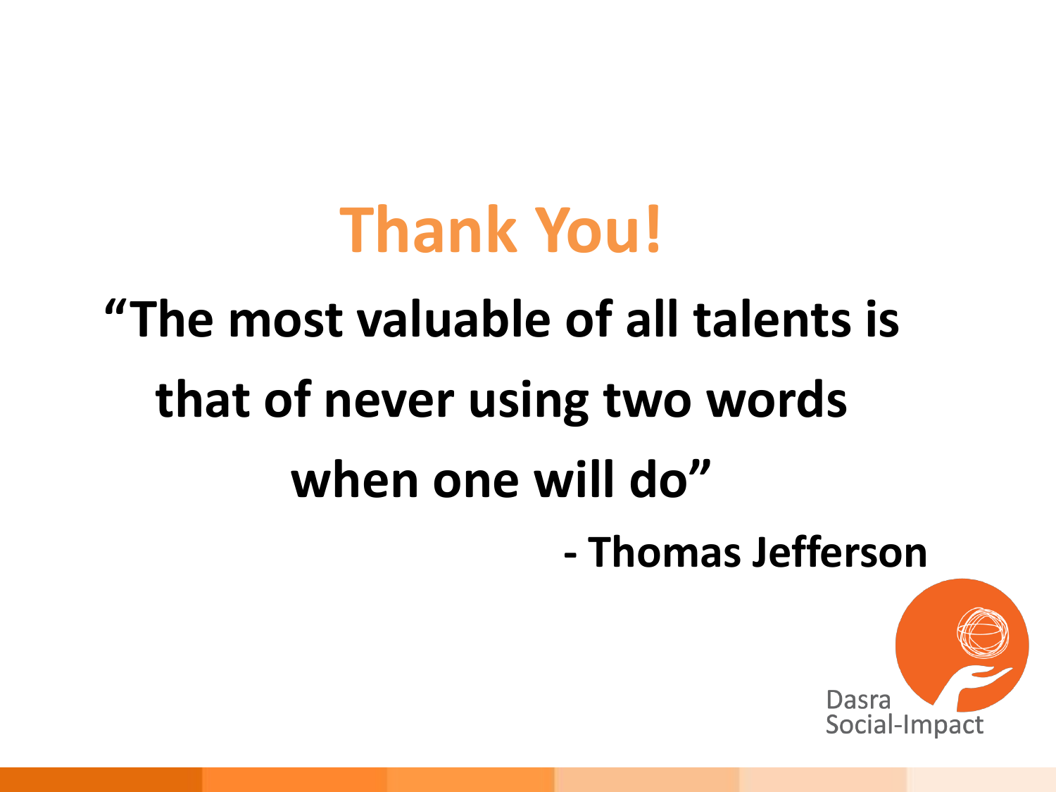# Thank You!

**"The most valuable of all talents is that of never using two words when one will do"**

**- Thomas Jefferson**

Dasra Social-Impact